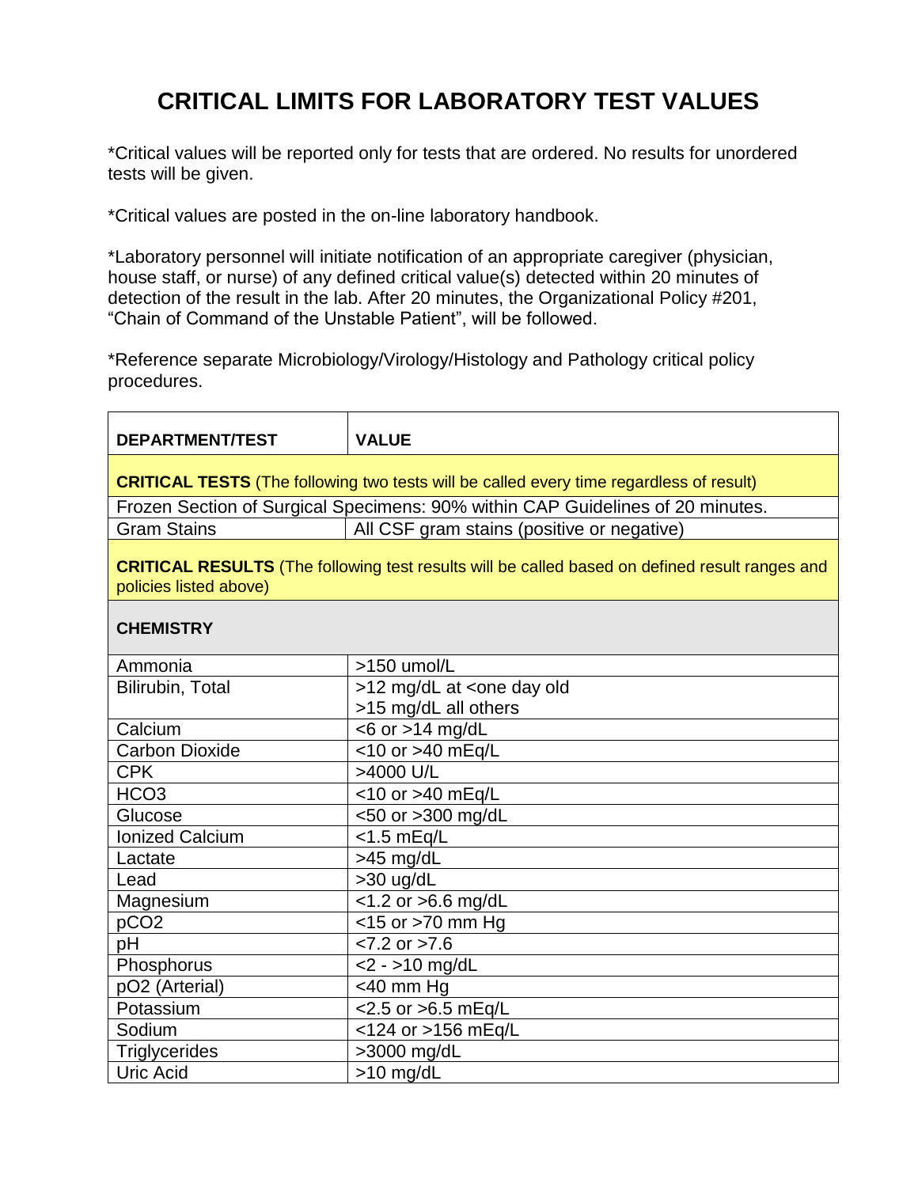# CRITICAL LIMITS FOR LABORATORY TEST VALUES

*Critical values will be reported only for tests that are ordered. No results for unordered tests will be given.

*Critical values are posted in the on-line laboratory handbook.

*Laboratory personnel will initiate notification of an appropriate caregiver (physician, house staff, or nurse) of any defined critical value(s) detected within 20 minutes of detection of the result in the lab. After 20 minutes, the Organizational Policy #201, "Chain of Command of the Unstable Patient", will be followed.

*Reference separate Microbiology/Virology/Histology and Pathology critical policy procedures.

| DEPARTMENT/TEST | VALUE |
|---|---|
| **CRITICAL TESTS** (The following two tests will be called every time regardless of result) | |
| Frozen Section of Surgical Specimens: 90% within CAP Guidelines of 20 minutes. | |
| Gram Stains | All CSF gram stains (positive or negative) |
| **CRITICAL RESULTS** (The following test results will be called based on defined result ranges and policies listed above) | |
| **CHEMISTRY** | |
| Ammonia | >150 umol/L |
| Bilirubin, Total | >12 mg/dL at <one day old<br>>15 mg/dL all others |
| Calcium | <6 or >14 mg/dL |
| Carbon Dioxide | <10 or >40 mEq/L |
| CPK | >4000 U/L |
| $HCO_3$ | <10 or >40 mEq/L |
| Glucose | <50 or >300 mg/dL |
| Ionized Calcium | <1.5 mEq/L |
| Lactate | >45 mg/dL |
| Lead | >30 ug/dL |
| Magnesium | <1.2 or >6.6 mg/dL |
| $pCO_2$ | <15 or >70 mm Hg |
| pH | <7.2 or >7.6 |
| Phosphorus | <2 - >10 mg/dL |
| $pO_2$ (Arterial) | <40 mm Hg |
| Potassium | <2.5 or >6.5 mEq/L |
| Sodium | <124 or >156 mEq/L |
| Triglycerides | >3000 mg/dL |
| Uric Acid | >10 mg/dL |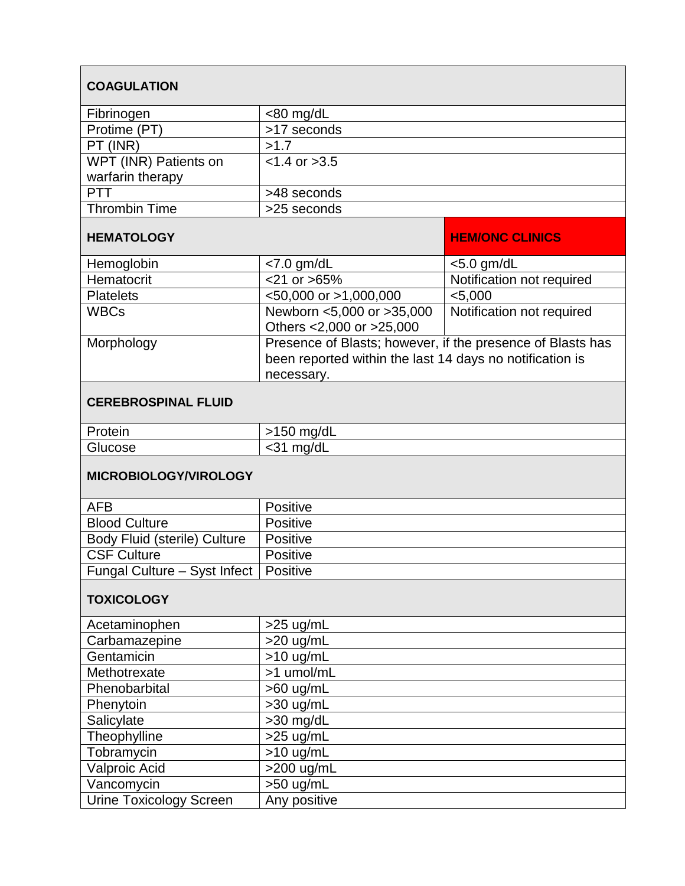| **COAGULATION** | | |
|---|---|---|
| Fibrinogen | <80 mg/dL | |
| Protime (PT) | >17 seconds | |
| PT (INR) | >1.7 | |
| WPT (INR) Patients on warfarin therapy | <1.4 or >3.5 | |
| PTT | >48 seconds | |
| Thrombin Time | >25 seconds | |
| **HEMATOLOGY** | | **HEM/ONC CLINICS** |
| Hemoglobin | <7.0 gm/dL | <5.0 gm/dL |
| Hematocrit | <21 or >65% | Notification not required |
| Platelets | <50,000 or >1,000,000 | <5,000 |
| WBCs | Newborn <5,000 or >35,000<br>Others <2,000 or >25,000 | Notification not required |
| Morphology | Presence of Blasts; however, if the presence of Blasts has been reported within the last 14 days no notification is necessary. | |
| **CEREBROSPINAL FLUID** | | |
| Protein | >150 mg/dL | |
| Glucose | <31 mg/dL | |
| **MICROBIOLOGY/VIROLOGY** | | |
| AFB | Positive | |
| Blood Culture | Positive | |
| Body Fluid (sterile) Culture | Positive | |
| CSF Culture | Positive | |
| Fungal Culture – Syst Infect | Positive | |
| **TOXICOLOGY** | | |
| Acetaminophen | >25 ug/mL | |
| Carbamazepine | >20 ug/mL | |
| Gentamicin | >10 ug/mL | |
| Methotrexate | >1 umol/mL | |
| Phenobarbital | >60 ug/mL | |
| Phenytoin | >30 ug/mL | |
| Salicylate | >30 mg/dL | |
| Theophylline | >25 ug/mL | |
| Tobramycin | >10 ug/mL | |
| Valproic Acid | >200 ug/mL | |
| Vancomycin | >50 ug/mL | |
| Urine Toxicology Screen | Any positive | |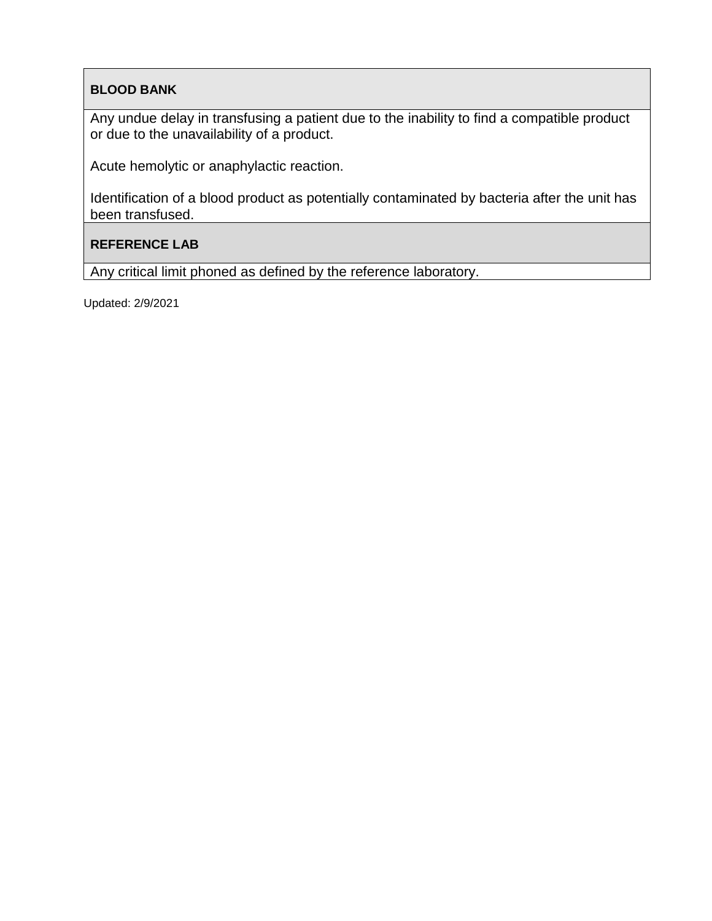| |
|---|
| **BLOOD BANK** |
| Any undue delay in transfusing a patient due to the inability to find a compatible product or due to the unavailability of a product.<br><br>Acute hemolytic or anaphylactic reaction.<br><br>Identification of a blood product as potentially contaminated by bacteria after the unit has been transfused. |
| **REFERENCE LAB** |
| Any critical limit phoned as defined by the reference laboratory. |

Updated: 2/9/2021